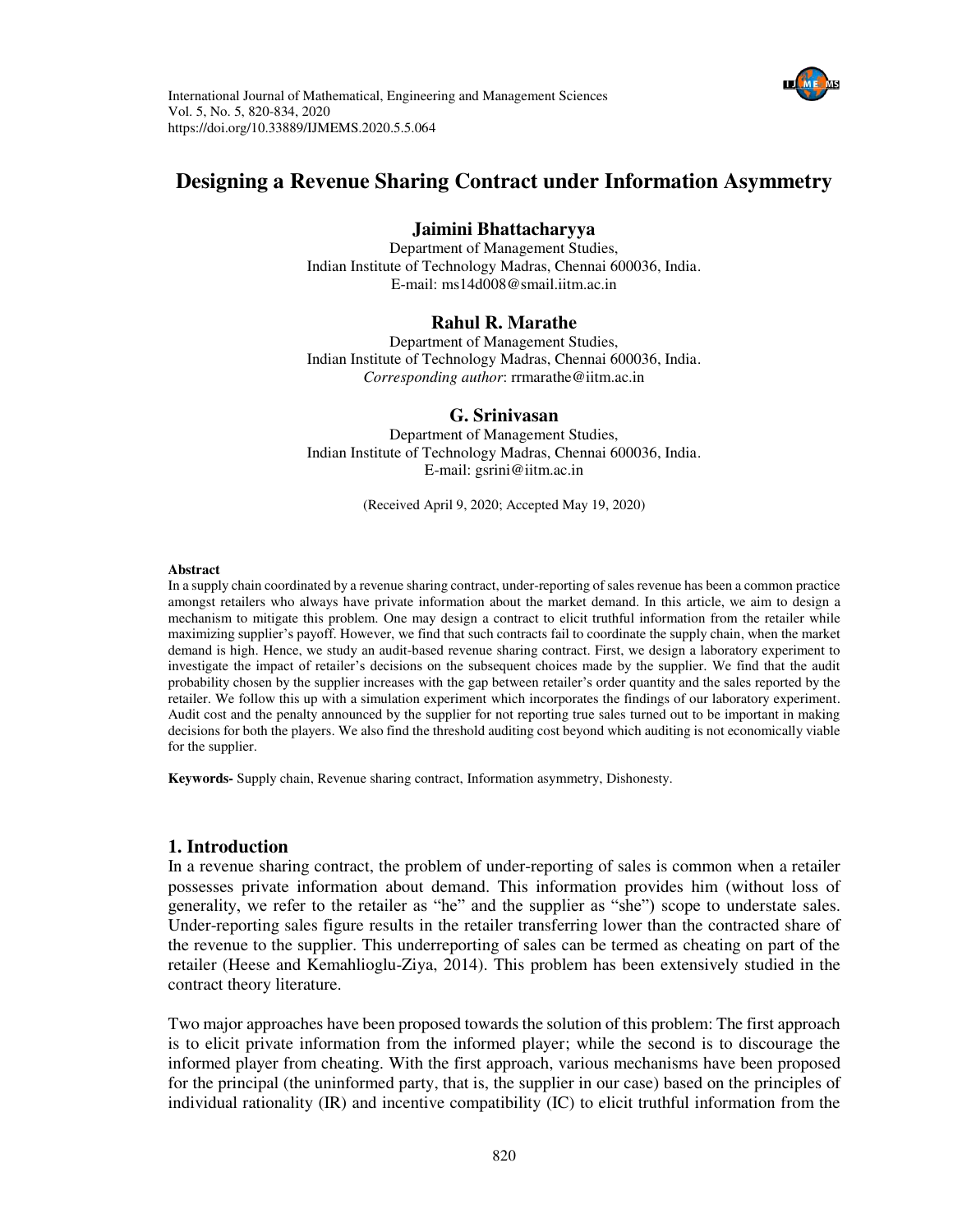# Designing a Revenue Sharing Contract under Information Asymmetry

**Jaimini Bhattacharyya**
Department of Management Studies,
Indian Institute of Technology Madras, Chennai 600036, India.
E-mail: ms14d008@smail.iitm.ac.in

**Rahul R. Marathe**
Department of Management Studies,
Indian Institute of Technology Madras, Chennai 600036, India.
*Corresponding author*: rrmarathe@iitm.ac.in

**G. Srinivasan**
Department of Management Studies,
Indian Institute of Technology Madras, Chennai 600036, India.
E-mail: gsrini@iitm.ac.in

(Received April 9, 2020; Accepted May 19, 2020)

#### Abstract

In a supply chain coordinated by a revenue sharing contract, under-reporting of sales revenue has been a common practice amongst retailers who always have private information about the market demand. In this article, we aim to design a mechanism to mitigate this problem. One may design a contract to elicit truthful information from the retailer while maximizing supplier's payoff. However, we find that such contracts fail to coordinate the supply chain, when the market demand is high. Hence, we study an audit-based revenue sharing contract. First, we design a laboratory experiment to investigate the impact of retailer's decisions on the subsequent choices made by the supplier. We find that the audit probability chosen by the supplier increases with the gap between retailer's order quantity and the sales reported by the retailer. We follow this up with a simulation experiment which incorporates the findings of our laboratory experiment. Audit cost and the penalty announced by the supplier for not reporting true sales turned out to be important in making decisions for both the players. We also find the threshold auditing cost beyond which auditing is not economically viable for the supplier.

**Keywords-** Supply chain, Revenue sharing contract, Information asymmetry, Dishonesty.

## 1. Introduction

In a revenue sharing contract, the problem of under-reporting of sales is common when a retailer possesses private information about demand. This information provides him (without loss of generality, we refer to the retailer as "he" and the supplier as "she") scope to understate sales. Under-reporting sales figure results in the retailer transferring lower than the contracted share of the revenue to the supplier. This underreporting of sales can be termed as cheating on part of the retailer (Heese and Kemahlioglu-Ziya, 2014). This problem has been extensively studied in the contract theory literature.

Two major approaches have been proposed towards the solution of this problem: The first approach is to elicit private information from the informed player; while the second is to discourage the informed player from cheating. With the first approach, various mechanisms have been proposed for the principal (the uninformed party, that is, the supplier in our case) based on the principles of individual rationality (IR) and incentive compatibility (IC) to elicit truthful information from the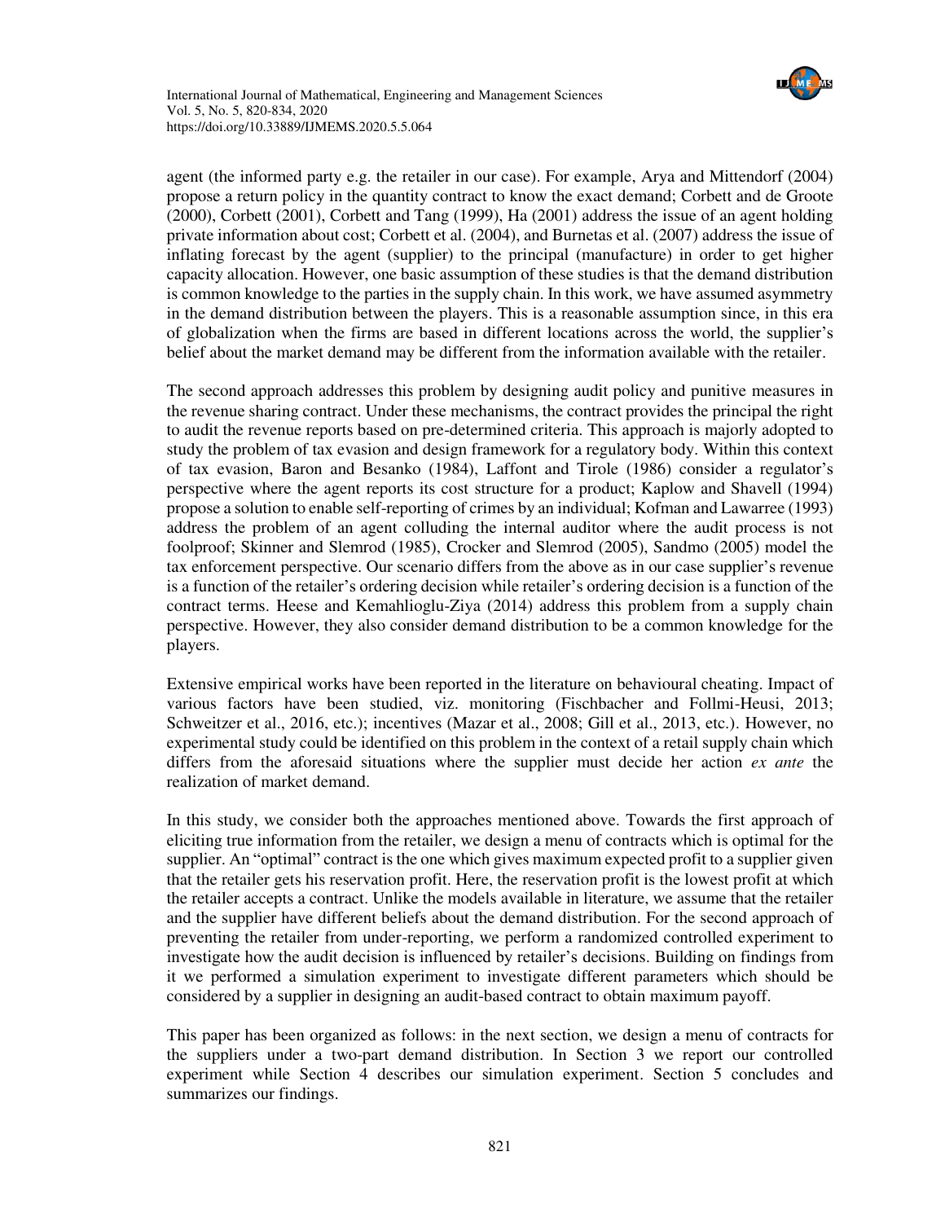agent (the informed party e.g. the retailer in our case). For example, Arya and Mittendorf (2004) propose a return policy in the quantity contract to know the exact demand; Corbett and de Groote (2000), Corbett (2001), Corbett and Tang (1999), Ha (2001) address the issue of an agent holding private information about cost; Corbett et al. (2004), and Burnetas et al. (2007) address the issue of inflating forecast by the agent (supplier) to the principal (manufacture) in order to get higher capacity allocation. However, one basic assumption of these studies is that the demand distribution is common knowledge to the parties in the supply chain. In this work, we have assumed asymmetry in the demand distribution between the players. This is a reasonable assumption since, in this era of globalization when the firms are based in different locations across the world, the supplier's belief about the market demand may be different from the information available with the retailer.

The second approach addresses this problem by designing audit policy and punitive measures in the revenue sharing contract. Under these mechanisms, the contract provides the principal the right to audit the revenue reports based on pre-determined criteria. This approach is majorly adopted to study the problem of tax evasion and design framework for a regulatory body. Within this context of tax evasion, Baron and Besanko (1984), Laffont and Tirole (1986) consider a regulator's perspective where the agent reports its cost structure for a product; Kaplow and Shavell (1994) propose a solution to enable self-reporting of crimes by an individual; Kofman and Lawarree (1993) address the problem of an agent colluding the internal auditor where the audit process is not foolproof; Skinner and Slemrod (1985), Crocker and Slemrod (2005), Sandmo (2005) model the tax enforcement perspective. Our scenario differs from the above as in our case supplier's revenue is a function of the retailer's ordering decision while retailer's ordering decision is a function of the contract terms. Heese and Kemahlioglu-Ziya (2014) address this problem from a supply chain perspective. However, they also consider demand distribution to be a common knowledge for the players.

Extensive empirical works have been reported in the literature on behavioural cheating. Impact of various factors have been studied, viz. monitoring (Fischbacher and Follmi-Heusi, 2013; Schweitzer et al., 2016, etc.); incentives (Mazar et al., 2008; Gill et al., 2013, etc.). However, no experimental study could be identified on this problem in the context of a retail supply chain which differs from the aforesaid situations where the supplier must decide her action *ex ante* the realization of market demand.

In this study, we consider both the approaches mentioned above. Towards the first approach of eliciting true information from the retailer, we design a menu of contracts which is optimal for the supplier. An "optimal" contract is the one which gives maximum expected profit to a supplier given that the retailer gets his reservation profit. Here, the reservation profit is the lowest profit at which the retailer accepts a contract. Unlike the models available in literature, we assume that the retailer and the supplier have different beliefs about the demand distribution. For the second approach of preventing the retailer from under-reporting, we perform a randomized controlled experiment to investigate how the audit decision is influenced by retailer's decisions. Building on findings from it we performed a simulation experiment to investigate different parameters which should be considered by a supplier in designing an audit-based contract to obtain maximum payoff.

This paper has been organized as follows: in the next section, we design a menu of contracts for the suppliers under a two-part demand distribution. In Section 3 we report our controlled experiment while Section 4 describes our simulation experiment. Section 5 concludes and summarizes our findings.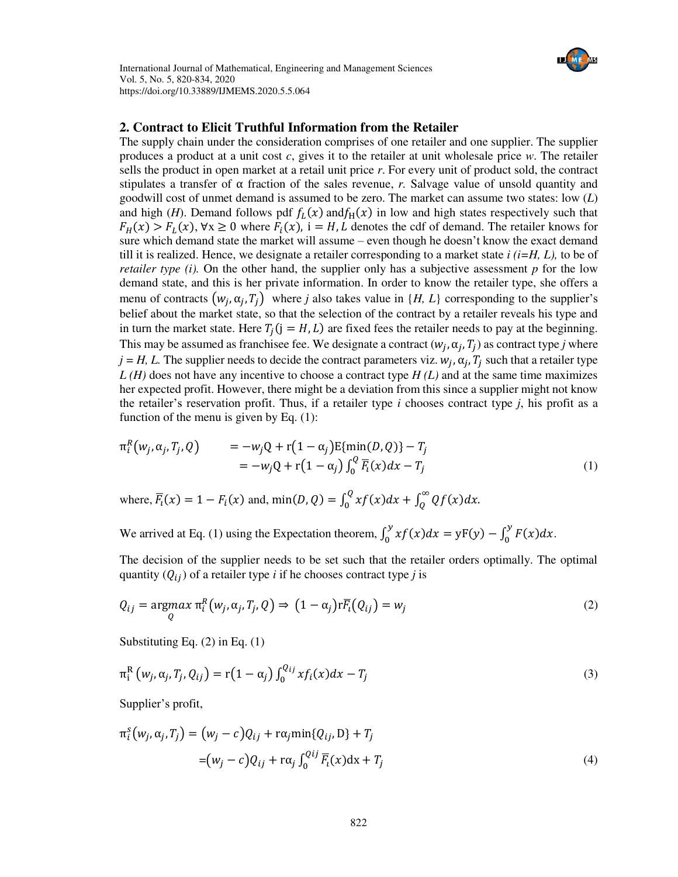## 2. Contract to Elicit Truthful Information from the Retailer

The supply chain under the consideration comprises of one retailer and one supplier. The supplier produces a product at a unit cost $c$, gives it to the retailer at unit wholesale price $w$. The retailer sells the product in open market at a retail unit price $r$. For every unit of product sold, the contract stipulates a transfer of $\alpha$ fraction of the sales revenue, $r$. Salvage value of unsold quantity and goodwill cost of unmet demand is assumed to be zero. The market can assume two states: low ($L$) and high ($H$). Demand follows pdf $f_L(x)$ and $f_H(x)$ in low and high states respectively such that $F_H(x) > F_L(x), \forall x \geq 0$ where $F_i(x)$, $i = H, L$ denotes the cdf of demand. The retailer knows for sure which demand state the market will assume – even though he doesn't know the exact demand till it is realized. Hence, we designate a retailer corresponding to a market state $i$ ($i=H, L$), to be of *retailer type (i)*. On the other hand, the supplier only has a subjective assessment $p$ for the low demand state, and this is her private information. In order to know the retailer type, she offers a menu of contracts $(w_j, \alpha_j, T_j)$ where $j$ also takes value in $\{H, L\}$ corresponding to the supplier's belief about the market state, so that the selection of the contract by a retailer reveals his type and in turn the market state. Here $T_j$ ($j = H, L$) are fixed fees the retailer needs to pay at the beginning. This may be assumed as franchisee fee. We designate a contract $(w_j, \alpha_j, T_j)$ as contract type $j$ where $j = H, L$. The supplier needs to decide the contract parameters viz. $w_j, \alpha_j, T_j$ such that a retailer type $L$ ($H$) does not have any incentive to choose a contract type $H$ ($L$) and at the same time maximizes her expected profit. However, there might be a deviation from this since a supplier might not know the retailer's reservation profit. Thus, if a retailer type $i$ chooses contract type $j$, his profit as a function of the menu is given by Eq. (1):

$$\begin{aligned}\pi_i^R(w_j, \alpha_j, T_j, Q) &= -w_j Q + r(1-\alpha_j)E\{\min(D, Q)\} - T_j \\ &= -w_j Q + r(1-\alpha_j)\int_0^Q \overline{F}_i(x)dx - T_j\end{aligned} \tag{1}$$

where, $\overline{F}_i(x) = 1 - F_i(x)$ and, $\min(D, Q) = \int_0^Q x f(x)dx + \int_Q^\infty Q f(x)dx$.

We arrived at Eq. (1) using the Expectation theorem, $\int_0^y x f(x)dx = yF(y) - \int_0^y F(x)dx$.

The decision of the supplier needs to be set such that the retailer orders optimally. The optimal quantity ($Q_{ij}$) of a retailer type $i$ if he chooses contract type $j$ is

$$Q_{ij} = \underset{Q}{\operatorname{argmax}}\ \pi_i^R(w_j, \alpha_j, T_j, Q) \Rightarrow (1-\alpha_j) r \overline{F}_i(Q_{ij}) = w_j \tag{2}$$

Substituting Eq. (2) in Eq. (1)

$$\pi_i^R(w_j, \alpha_j, T_j, Q_{ij}) = r(1-\alpha_j)\int_0^{Q_{ij}} x f_i(x)dx - T_j \tag{3}$$

Supplier's profit,

$$\begin{aligned}\pi_i^s(w_j, \alpha_j, T_j) &= (w_j - c)Q_{ij} + r\alpha_j \min\{Q_{ij}, D\} + T_j \\ &= (w_j - c)Q_{ij} + r\alpha_j \int_0^{Q_{ij}} \overline{F}_i(x)dx + T_j\end{aligned} \tag{4}$$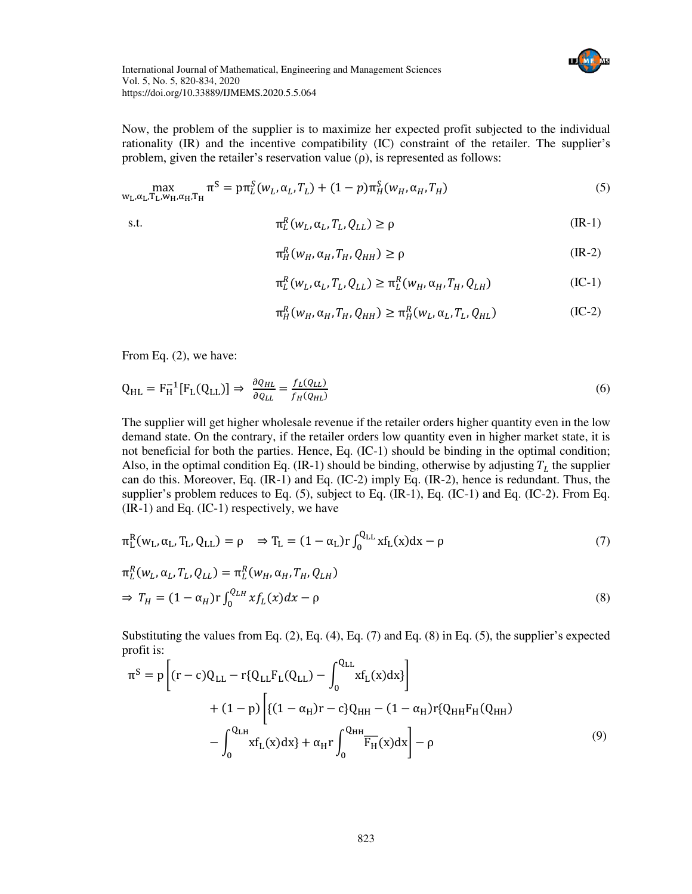Now, the problem of the supplier is to maximize her expected profit subjected to the individual rationality (IR) and the incentive compatibility (IC) constraint of the retailer. The supplier's problem, given the retailer's reservation value (ρ), is represented as follows:

$$\max_{w_L,\alpha_L,T_L,w_H,\alpha_H,T_H} \pi^S = p\pi_L^S(w_L,\alpha_L,T_L) + (1-p)\pi_H^S(w_H,\alpha_H,T_H) \tag{5}$$

s.t.

$$\pi_L^R(w_L,\alpha_L,T_L,Q_{LL}) \geq \rho \tag{IR-1}$$

$$\pi_H^R(w_H,\alpha_H,T_H,Q_{HH}) \geq \rho \tag{IR-2}$$

$$\pi_L^R(w_L,\alpha_L,T_L,Q_{LL}) \geq \pi_L^R(w_H,\alpha_H,T_H,Q_{LH}) \tag{IC-1}$$

$$\pi_H^R(w_H,\alpha_H,T_H,Q_{HH}) \geq \pi_H^R(w_L,\alpha_L,T_L,Q_{HL}) \tag{IC-2}$$

From Eq. (2), we have:

$$Q_{HL} = F_H^{-1}[F_L(Q_{LL})] \Rightarrow \frac{\partial Q_{HL}}{\partial Q_{LL}} = \frac{f_L(Q_{LL})}{f_H(Q_{HL})} \tag{6}$$

The supplier will get higher wholesale revenue if the retailer orders higher quantity even in the low demand state. On the contrary, if the retailer orders low quantity even in higher market state, it is not beneficial for both the parties. Hence, Eq. (IC-1) should be binding in the optimal condition; Also, in the optimal condition Eq. (IR-1) should be binding, otherwise by adjusting $T_L$ the supplier can do this. Moreover, Eq. (IR-1) and Eq. (IC-2) imply Eq. (IR-2), hence is redundant. Thus, the supplier's problem reduces to Eq. (5), subject to Eq. (IR-1), Eq. (IC-1) and Eq. (IC-2). From Eq. (IR-1) and Eq. (IC-1) respectively, we have

$$\pi_L^R(w_L,\alpha_L,T_L,Q_{LL}) = \rho \quad \Rightarrow T_L = (1-\alpha_L)r\int_0^{Q_{LL}} xf_L(x)dx - \rho \tag{7}$$

$$\pi_L^R(w_L,\alpha_L,T_L,Q_{LL}) = \pi_L^R(w_H,\alpha_H,T_H,Q_{LH})$$
$$\Rightarrow T_H = (1-\alpha_H)r\int_0^{Q_{LH}} xf_L(x)dx - \rho \tag{8}$$

Substituting the values from Eq. (2), Eq. (4), Eq. (7) and Eq. (8) in Eq. (5), the supplier's expected profit is:

$$\begin{aligned}\pi^S = p\left[(r-c)Q_{LL} - r\{Q_{LL}F_L(Q_{LL}) - \int_0^{Q_{LL}} xf_L(x)dx\}\right] \\ + (1-p)\Bigg[\{(1-\alpha_H)r - c\}Q_{HH} - (1-\alpha_H)r\{Q_{HH}F_H(Q_{HH}) \\ - \int_0^{Q_{LH}} xf_L(x)dx\} + \alpha_H r\int_0^{Q_{HH}} \overline{F_H}(x)dx\Bigg] - \rho\end{aligned} \tag{9}$$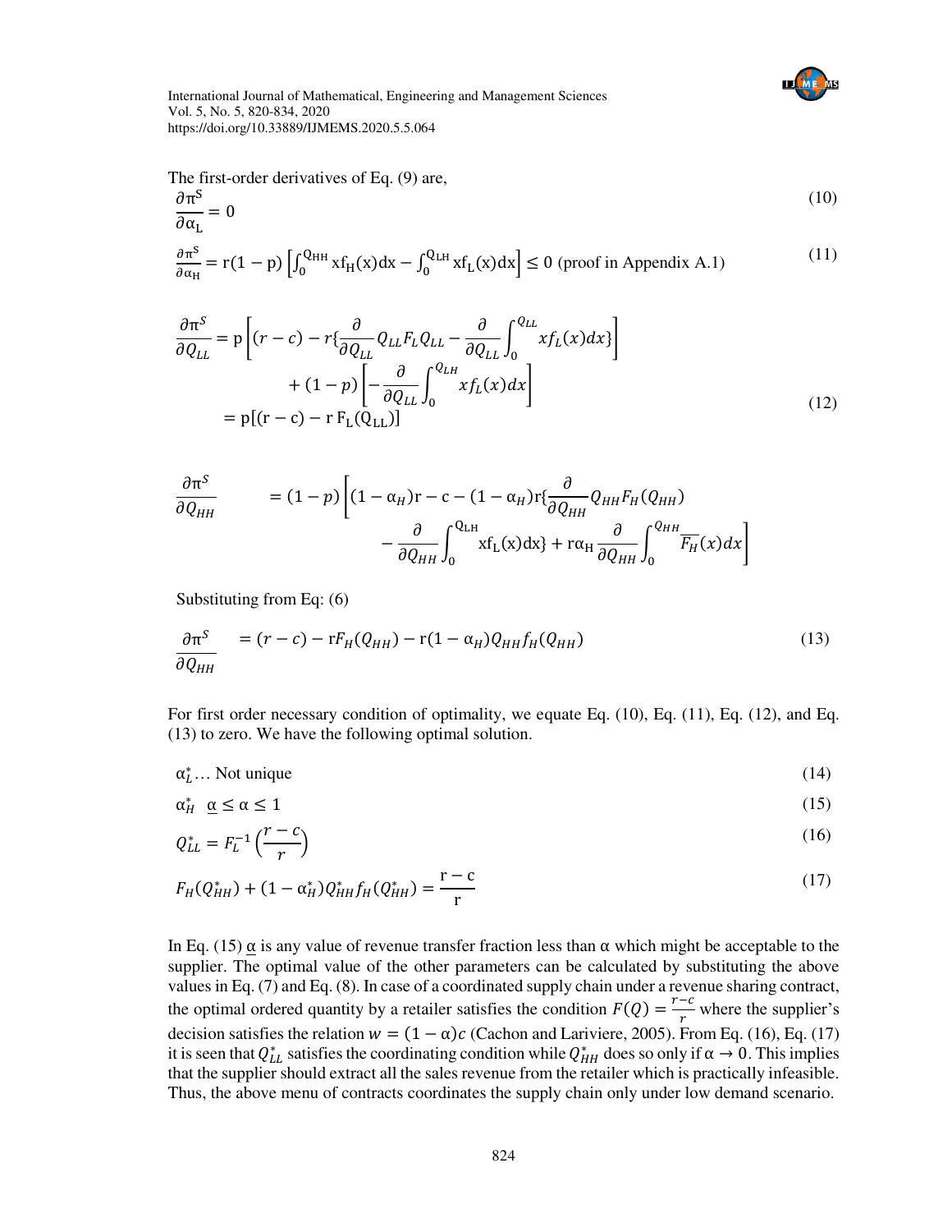The first-order derivatives of Eq. (9) are,

$$\frac{\partial \pi^S}{\partial \alpha_L} = 0 \tag{10}$$

$$\frac{\partial \pi^S}{\partial \alpha_H} = r(1-p)\left[\int_0^{Q_{HH}} x f_H(x)dx - \int_0^{Q_{LH}} x f_L(x)dx\right] \leq 0 \text{ (proof in Appendix A.1)} \tag{11}$$

$$\begin{aligned}\frac{\partial \pi^S}{\partial Q_{LL}} &= p\left[(r-c) - r\left\{\frac{\partial}{\partial Q_{LL}} Q_{LL} F_L Q_{LL} - \frac{\partial}{\partial Q_{LL}} \int_0^{Q_{LL}} x f_L(x)dx\right\}\right] \\ &\quad + (1-p)\left[-\frac{\partial}{\partial Q_{LL}} \int_0^{Q_{LH}} x f_L(x)dx\right] \\ &= p[(r-c) - r\,F_L(Q_{LL})]\end{aligned} \tag{12}$$

$$\begin{aligned}\frac{\partial \pi^S}{\partial Q_{HH}} &= (1-p)\left[(1-\alpha_H)r - c - (1-\alpha_H)r\left\{\frac{\partial}{\partial Q_{HH}} Q_{HH} F_H(Q_{HH}) \right.\right. \\ &\quad \left.\left. - \frac{\partial}{\partial Q_{HH}} \int_0^{Q_{LH}} x f_L(x)dx\right\} + r\alpha_H \frac{\partial}{\partial Q_{HH}} \int_0^{Q_{HH}} \overline{F_H}(x)dx\right]\end{aligned}$$

Substituting from Eq: (6)

$$\frac{\partial \pi^S}{\partial Q_{HH}} = (r-c) - rF_H(Q_{HH}) - r(1-\alpha_H)Q_{HH} f_H(Q_{HH}) \tag{13}$$

For first order necessary condition of optimality, we equate Eq. (10), Eq. (11), Eq. (12), and Eq. (13) to zero. We have the following optimal solution.

$$\alpha_L^* \ldots \text{ Not unique} \tag{14}$$

$$\alpha_H^* \;\; \underline{\alpha} \leq \alpha \leq 1 \tag{15}$$

$$Q_{LL}^* = F_L^{-1}\left(\frac{r-c}{r}\right) \tag{16}$$

$$F_H(Q_{HH}^*) + (1-\alpha_H^*)Q_{HH}^* f_H(Q_{HH}^*) = \frac{r-c}{r} \tag{17}$$

In Eq. (15) $\underline{\alpha}$ is any value of revenue transfer fraction less than $\alpha$ which might be acceptable to the supplier. The optimal value of the other parameters can be calculated by substituting the above values in Eq. (7) and Eq. (8). In case of a coordinated supply chain under a revenue sharing contract, the optimal ordered quantity by a retailer satisfies the condition $F(Q) = \frac{r-c}{r}$ where the supplier's decision satisfies the relation $w = (1-\alpha)c$ (Cachon and Lariviere, 2005). From Eq. (16), Eq. (17) it is seen that $Q_{LL}^*$ satisfies the coordinating condition while $Q_{HH}^*$ does so only if $\alpha \to 0$. This implies that the supplier should extract all the sales revenue from the retailer which is practically infeasible. Thus, the above menu of contracts coordinates the supply chain only under low demand scenario.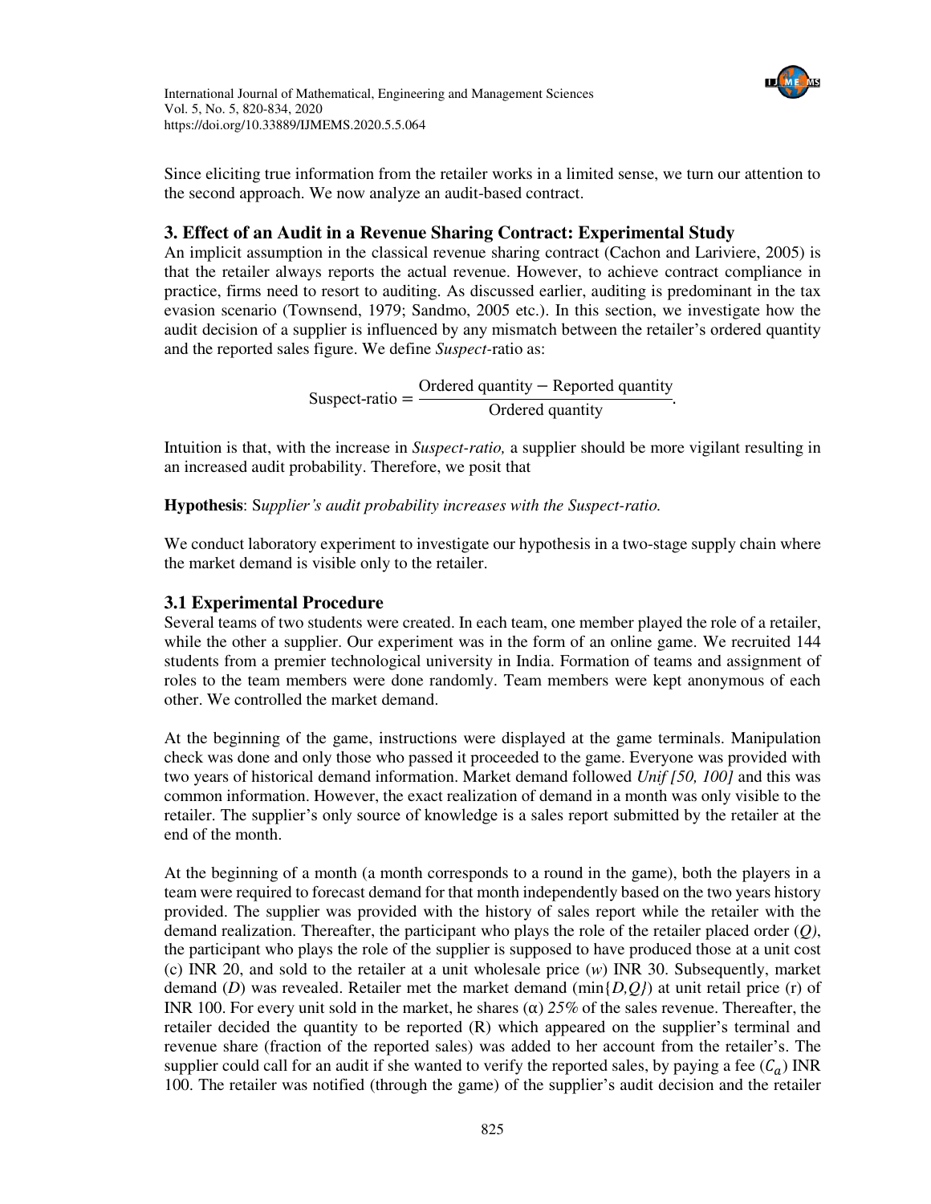Since eliciting true information from the retailer works in a limited sense, we turn our attention to the second approach. We now analyze an audit-based contract.

## 3. Effect of an Audit in a Revenue Sharing Contract: Experimental Study

An implicit assumption in the classical revenue sharing contract (Cachon and Lariviere, 2005) is that the retailer always reports the actual revenue. However, to achieve contract compliance in practice, firms need to resort to auditing. As discussed earlier, auditing is predominant in the tax evasion scenario (Townsend, 1979; Sandmo, 2005 etc.). In this section, we investigate how the audit decision of a supplier is influenced by any mismatch between the retailer's ordered quantity and the reported sales figure. We define *Suspect*-ratio as:

$$\text{Suspect-ratio} = \frac{\text{Ordered quantity} - \text{Reported quantity}}{\text{Ordered quantity}}.$$

Intuition is that, with the increase in *Suspect-ratio,* a supplier should be more vigilant resulting in an increased audit probability. Therefore, we posit that

**Hypothesis**: S*upplier's audit probability increases with the Suspect-ratio.*

We conduct laboratory experiment to investigate our hypothesis in a two-stage supply chain where the market demand is visible only to the retailer.

### 3.1 Experimental Procedure

Several teams of two students were created. In each team, one member played the role of a retailer, while the other a supplier. Our experiment was in the form of an online game. We recruited 144 students from a premier technological university in India. Formation of teams and assignment of roles to the team members were done randomly. Team members were kept anonymous of each other. We controlled the market demand.

At the beginning of the game, instructions were displayed at the game terminals. Manipulation check was done and only those who passed it proceeded to the game. Everyone was provided with two years of historical demand information. Market demand followed *Unif [50, 100]* and this was common information. However, the exact realization of demand in a month was only visible to the retailer. The supplier's only source of knowledge is a sales report submitted by the retailer at the end of the month.

At the beginning of a month (a month corresponds to a round in the game), both the players in a team were required to forecast demand for that month independently based on the two years history provided. The supplier was provided with the history of sales report while the retailer with the demand realization. Thereafter, the participant who plays the role of the retailer placed order (*Q*), the participant who plays the role of the supplier is supposed to have produced those at a unit cost (c) INR 20, and sold to the retailer at a unit wholesale price (*w*) INR 30. Subsequently, market demand (*D*) was revealed. Retailer met the market demand (min{*D,Q}*) at unit retail price (r) of INR 100. For every unit sold in the market, he shares (α) *25%* of the sales revenue. Thereafter, the retailer decided the quantity to be reported (R) which appeared on the supplier's terminal and revenue share (fraction of the reported sales) was added to her account from the retailer's. The supplier could call for an audit if she wanted to verify the reported sales, by paying a fee ($C_a$) INR 100. The retailer was notified (through the game) of the supplier's audit decision and the retailer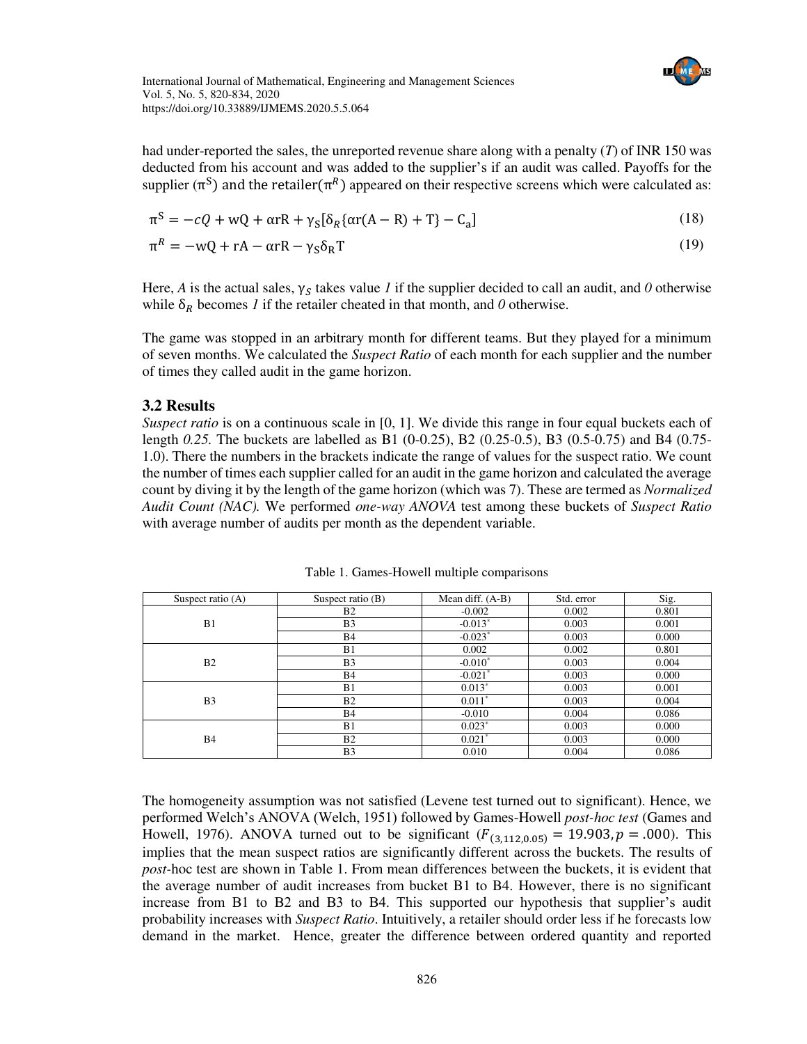had under-reported the sales, the unreported revenue share along with a penalty (*T*) of INR 150 was deducted from his account and was added to the supplier's if an audit was called. Payoffs for the supplier ($\pi^S$) and the retailer($\pi^R$) appeared on their respective screens which were calculated as:

$$\pi^S = -cQ + wQ + \alpha rR + \gamma_S[\delta_R\{\alpha r(A - R) + T\} - C_a] \tag{18}$$

$$\pi^R = -wQ + rA - \alpha rR - \gamma_S\delta_R T \tag{19}$$

Here, *A* is the actual sales, $\gamma_S$ takes value *1* if the supplier decided to call an audit, and *0* otherwise while $\delta_R$ becomes *1* if the retailer cheated in that month, and *0* otherwise.

The game was stopped in an arbitrary month for different teams. But they played for a minimum of seven months. We calculated the *Suspect Ratio* of each month for each supplier and the number of times they called audit in the game horizon.

### 3.2 Results

*Suspect ratio* is on a continuous scale in [0, 1]. We divide this range in four equal buckets each of length *0.25.* The buckets are labelled as B1 (0-0.25), B2 (0.25-0.5), B3 (0.5-0.75) and B4 (0.75-1.0). There the numbers in the brackets indicate the range of values for the suspect ratio. We count the number of times each supplier called for an audit in the game horizon and calculated the average count by diving it by the length of the game horizon (which was 7). These are termed as *Normalized Audit Count (NAC).* We performed *one-way ANOVA* test among these buckets of *Suspect Ratio* with average number of audits per month as the dependent variable.

Table 1. Games-Howell multiple comparisons

| Suspect ratio (A) | Suspect ratio (B) | Mean diff. (A-B) | Std. error | Sig. |
|---|---|---|---|---|
| B1 | B2 | -0.002 | 0.002 | 0.801 |
| | B3 | -0.013* | 0.003 | 0.001 |
| | B4 | -0.023* | 0.003 | 0.000 |
| B2 | B1 | 0.002 | 0.002 | 0.801 |
| | B3 | -0.010* | 0.003 | 0.004 |
| | B4 | -0.021* | 0.003 | 0.000 |
| B3 | B1 | 0.013* | 0.003 | 0.001 |
| | B2 | 0.011* | 0.003 | 0.004 |
| | B4 | -0.010 | 0.004 | 0.086 |
| B4 | B1 | 0.023* | 0.003 | 0.000 |
| | B2 | 0.021* | 0.003 | 0.000 |
| | B3 | 0.010 | 0.004 | 0.086 |

The homogeneity assumption was not satisfied (Levene test turned out to significant). Hence, we performed Welch's ANOVA (Welch, 1951) followed by Games-Howell *post-hoc test* (Games and Howell, 1976). ANOVA turned out to be significant ($F_{(3,112,0.05)} = 19.903, p = .000$). This implies that the mean suspect ratios are significantly different across the buckets. The results of *post*-hoc test are shown in Table 1. From mean differences between the buckets, it is evident that the average number of audit increases from bucket B1 to B4. However, there is no significant increase from B1 to B2 and B3 to B4. This supported our hypothesis that supplier's audit probability increases with *Suspect Ratio*. Intuitively, a retailer should order less if he forecasts low demand in the market. Hence, greater the difference between ordered quantity and reported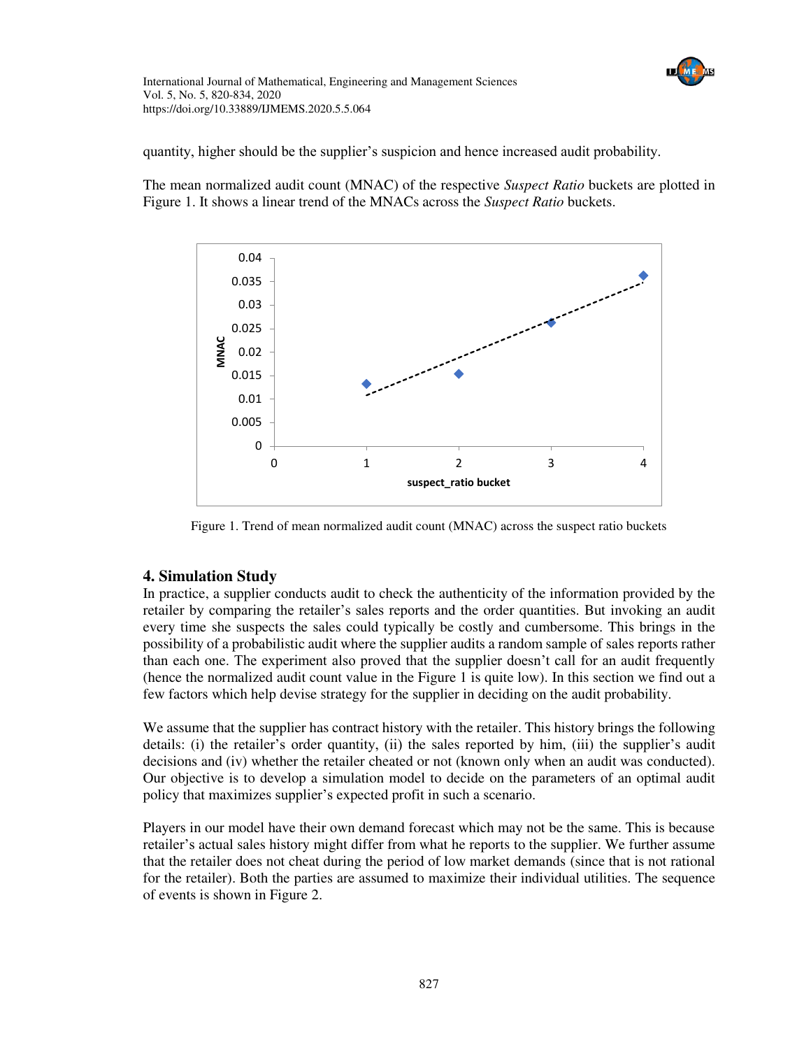quantity, higher should be the supplier's suspicion and hence increased audit probability.

The mean normalized audit count (MNAC) of the respective *Suspect Ratio* buckets are plotted in Figure 1. It shows a linear trend of the MNACs across the *Suspect Ratio* buckets.

Figure 1. Trend of mean normalized audit count (MNAC) across the suspect ratio buckets

## 4. Simulation Study

In practice, a supplier conducts audit to check the authenticity of the information provided by the retailer by comparing the retailer's sales reports and the order quantities. But invoking an audit every time she suspects the sales could typically be costly and cumbersome. This brings in the possibility of a probabilistic audit where the supplier audits a random sample of sales reports rather than each one. The experiment also proved that the supplier doesn't call for an audit frequently (hence the normalized audit count value in the Figure 1 is quite low). In this section we find out a few factors which help devise strategy for the supplier in deciding on the audit probability.

We assume that the supplier has contract history with the retailer. This history brings the following details: (i) the retailer's order quantity, (ii) the sales reported by him, (iii) the supplier's audit decisions and (iv) whether the retailer cheated or not (known only when an audit was conducted). Our objective is to develop a simulation model to decide on the parameters of an optimal audit policy that maximizes supplier's expected profit in such a scenario.

Players in our model have their own demand forecast which may not be the same. This is because retailer's actual sales history might differ from what he reports to the supplier. We further assume that the retailer does not cheat during the period of low market demands (since that is not rational for the retailer). Both the parties are assumed to maximize their individual utilities. The sequence of events is shown in Figure 2.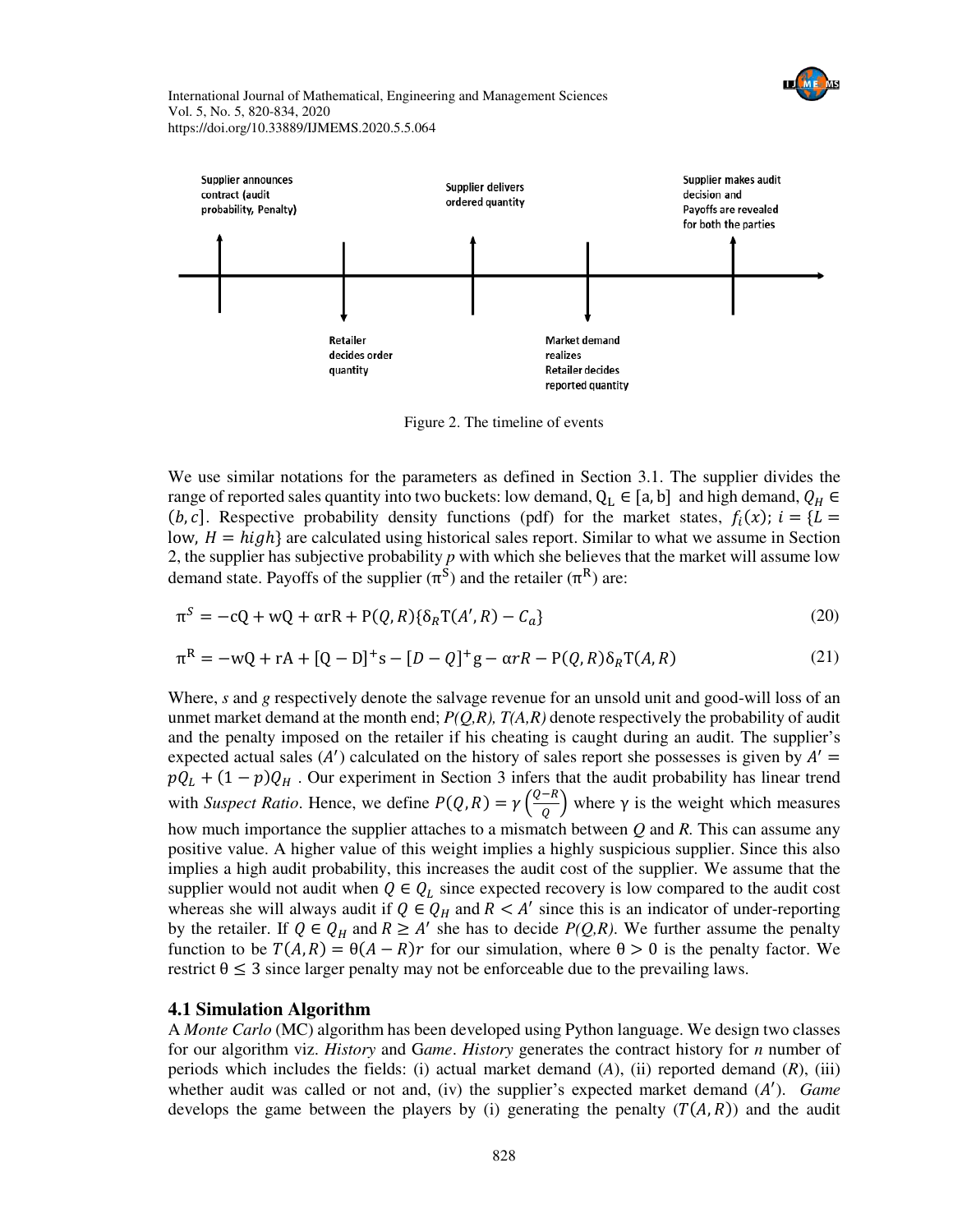Supplier announces contract (audit probability, Penalty)

Retailer decides order quantity

Supplier delivers ordered quantity

Market demand realizes Retailer decides reported quantity

Supplier makes audit decision and Payoffs are revealed for both the parties

Figure 2. The timeline of events

We use similar notations for the parameters as defined in Section 3.1. The supplier divides the range of reported sales quantity into two buckets: low demand, $Q_L \in [a, b]$ and high demand, $Q_H \in (b, c]$. Respective probability density functions (pdf) for the market states, $f_i(x)$; $i = \{L = \text{low}, H = high\}$ are calculated using historical sales report. Similar to what we assume in Section 2, the supplier has subjective probability $p$ with which she believes that the market will assume low demand state. Payoffs of the supplier ($\pi^S$) and the retailer ($\pi^R$) are:

$$\pi^S = -cQ + wQ + \alpha rR + P(Q, R)\{\delta_R T(A', R) - C_a\} \tag{20}$$

$$\pi^R = -wQ + rA + [Q - D]^+ s - [D - Q]^+ g - \alpha rR - P(Q, R)\delta_R T(A, R) \tag{21}$$

Where, *s* and *g* respectively denote the salvage revenue for an unsold unit and good-will loss of an unmet market demand at the month end; *P(Q,R), T(A,R)* denote respectively the probability of audit and the penalty imposed on the retailer if his cheating is caught during an audit. The supplier's expected actual sales ($A'$) calculated on the history of sales report she possesses is given by $A' = pQ_L + (1 - p)Q_H$ . Our experiment in Section 3 infers that the audit probability has linear trend with *Suspect Ratio*. Hence, we define $P(Q, R) = \gamma\left(\frac{Q-R}{Q}\right)$ where $\gamma$ is the weight which measures how much importance the supplier attaches to a mismatch between *Q* and *R*. This can assume any positive value. A higher value of this weight implies a highly suspicious supplier. Since this also implies a high audit probability, this increases the audit cost of the supplier. We assume that the supplier would not audit when $Q \in Q_L$ since expected recovery is low compared to the audit cost whereas she will always audit if $Q \in Q_H$ and $R < A'$ since this is an indicator of under-reporting by the retailer. If $Q \in Q_H$ and $R \geq A'$ she has to decide *P(Q,R)*. We further assume the penalty function to be $T(A, R) = \theta(A - R)r$ for our simulation, where $\theta > 0$ is the penalty factor. We restrict $\theta \leq 3$ since larger penalty may not be enforceable due to the prevailing laws.

### 4.1 Simulation Algorithm

A *Monte Carlo* (MC) algorithm has been developed using Python language. We design two classes for our algorithm viz. *History* and G*ame*. *History* generates the contract history for *n* number of periods which includes the fields: (i) actual market demand (*A*), (ii) reported demand (*R*), (iii) whether audit was called or not and, (iv) the supplier's expected market demand ($A'$). *Game* develops the game between the players by (i) generating the penalty ($T(A, R)$) and the audit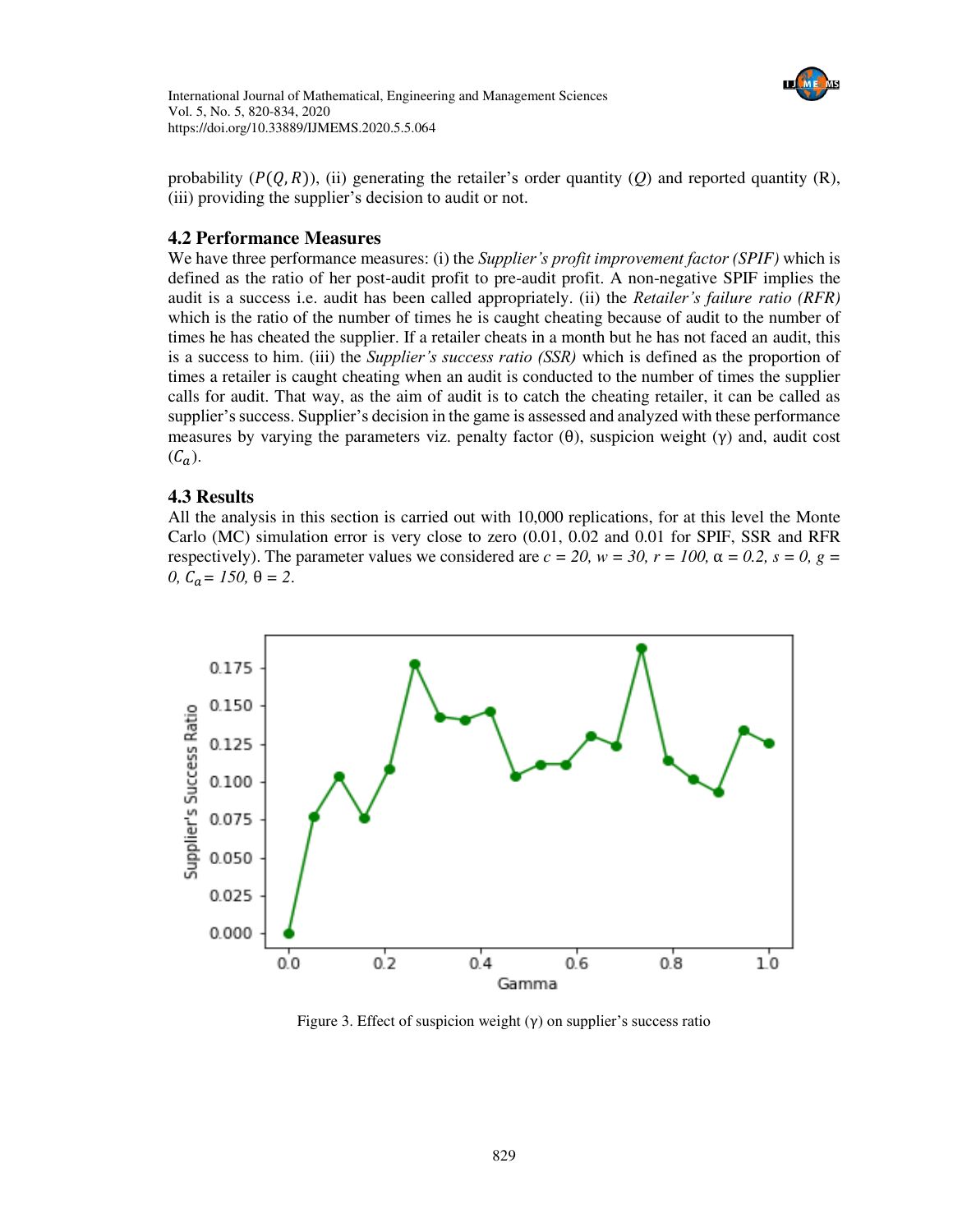probability ($P(Q,R)$), (ii) generating the retailer's order quantity ($Q$) and reported quantity (R), (iii) providing the supplier's decision to audit or not.

### 4.2 Performance Measures

We have three performance measures: (i) the *Supplier's profit improvement factor (SPIF)* which is defined as the ratio of her post-audit profit to pre-audit profit. A non-negative SPIF implies the audit is a success i.e. audit has been called appropriately. (ii) the *Retailer's failure ratio (RFR)* which is the ratio of the number of times he is caught cheating because of audit to the number of times he has cheated the supplier. If a retailer cheats in a month but he has not faced an audit, this is a success to him. (iii) the *Supplier's success ratio (SSR)* which is defined as the proportion of times a retailer is caught cheating when an audit is conducted to the number of times the supplier calls for audit. That way, as the aim of audit is to catch the cheating retailer, it can be called as supplier's success. Supplier's decision in the game is assessed and analyzed with these performance measures by varying the parameters viz. penalty factor (θ), suspicion weight (γ) and, audit cost ($C_a$).

### 4.3 Results

All the analysis in this section is carried out with 10,000 replications, for at this level the Monte Carlo (MC) simulation error is very close to zero (0.01, 0.02 and 0.01 for SPIF, SSR and RFR respectively). The parameter values we considered are $c = 20$, $w = 30$, $r = 100$, $\alpha = 0.2$, $s = 0$, $g = 0$, $C_a = 150$, $\theta = 2$.

Figure 3. Effect of suspicion weight (γ) on supplier's success ratio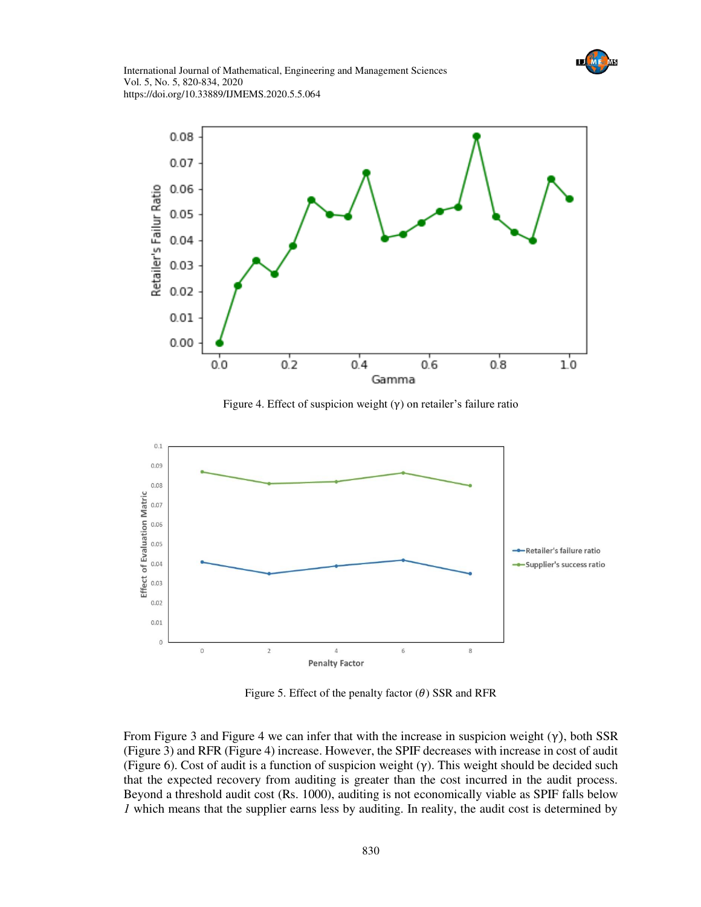Figure 4. Effect of suspicion weight (γ) on retailer's failure ratio

Figure 5. Effect of the penalty factor ($\theta$) SSR and RFR

From Figure 3 and Figure 4 we can infer that with the increase in suspicion weight (γ), both SSR (Figure 3) and RFR (Figure 4) increase. However, the SPIF decreases with increase in cost of audit (Figure 6). Cost of audit is a function of suspicion weight (γ). This weight should be decided such that the expected recovery from auditing is greater than the cost incurred in the audit process. Beyond a threshold audit cost (Rs. 1000), auditing is not economically viable as SPIF falls below *1* which means that the supplier earns less by auditing. In reality, the audit cost is determined by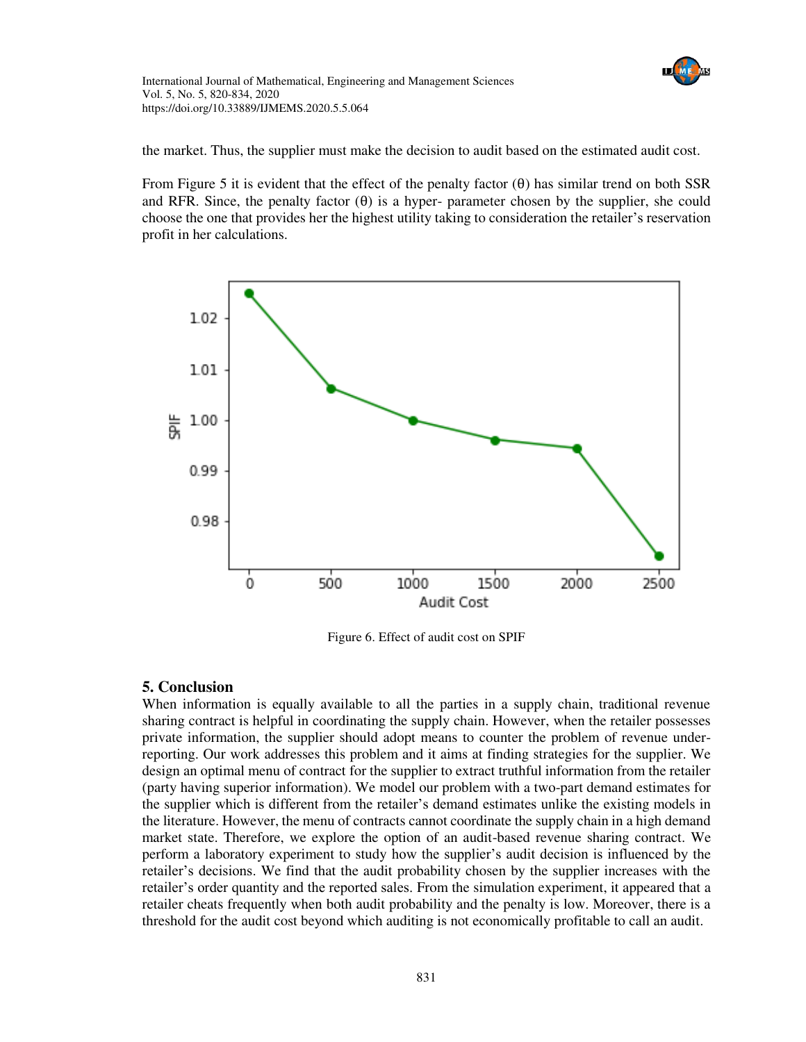the market. Thus, the supplier must make the decision to audit based on the estimated audit cost.

From Figure 5 it is evident that the effect of the penalty factor ($\theta$) has similar trend on both SSR and RFR. Since, the penalty factor ($\theta$) is a hyper- parameter chosen by the supplier, she could choose the one that provides her the highest utility taking to consideration the retailer's reservation profit in her calculations.

Figure 6. Effect of audit cost on SPIF

## 5. Conclusion

When information is equally available to all the parties in a supply chain, traditional revenue sharing contract is helpful in coordinating the supply chain. However, when the retailer possesses private information, the supplier should adopt means to counter the problem of revenue under-reporting. Our work addresses this problem and it aims at finding strategies for the supplier. We design an optimal menu of contract for the supplier to extract truthful information from the retailer (party having superior information). We model our problem with a two-part demand estimates for the supplier which is different from the retailer's demand estimates unlike the existing models in the literature. However, the menu of contracts cannot coordinate the supply chain in a high demand market state. Therefore, we explore the option of an audit-based revenue sharing contract. We perform a laboratory experiment to study how the supplier's audit decision is influenced by the retailer's decisions. We find that the audit probability chosen by the supplier increases with the retailer's order quantity and the reported sales. From the simulation experiment, it appeared that a retailer cheats frequently when both audit probability and the penalty is low. Moreover, there is a threshold for the audit cost beyond which auditing is not economically profitable to call an audit.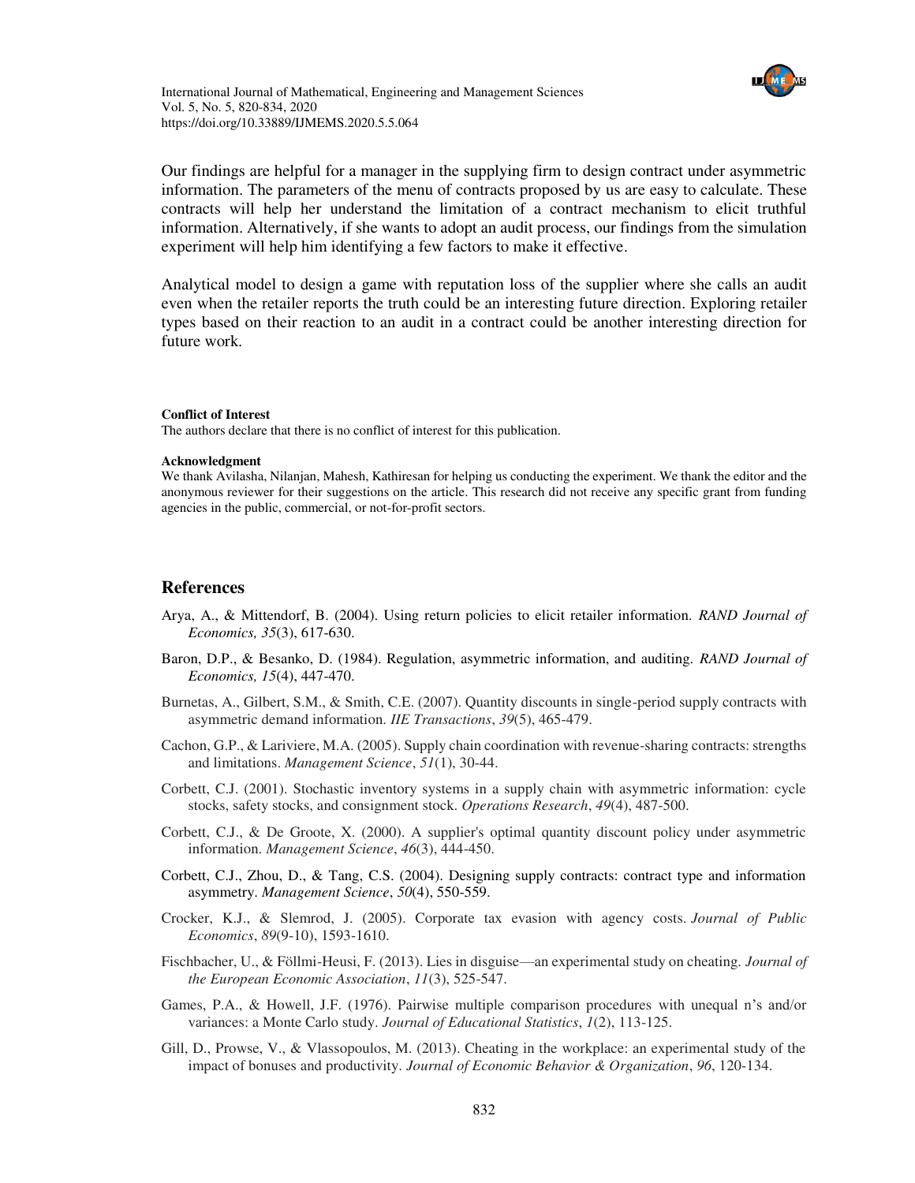Our findings are helpful for a manager in the supplying firm to design contract under asymmetric information. The parameters of the menu of contracts proposed by us are easy to calculate. These contracts will help her understand the limitation of a contract mechanism to elicit truthful information. Alternatively, if she wants to adopt an audit process, our findings from the simulation experiment will help him identifying a few factors to make it effective.

Analytical model to design a game with reputation loss of the supplier where she calls an audit even when the retailer reports the truth could be an interesting future direction. Exploring retailer types based on their reaction to an audit in a contract could be another interesting direction for future work.

**Conflict of Interest**

The authors declare that there is no conflict of interest for this publication.

**Acknowledgment**

We thank Avilasha, Nilanjan, Mahesh, Kathiresan for helping us conducting the experiment. We thank the editor and the anonymous reviewer for their suggestions on the article. This research did not receive any specific grant from funding agencies in the public, commercial, or not-for-profit sectors.

## References

Arya, A., & Mittendorf, B. (2004). Using return policies to elicit retailer information. *RAND Journal of Economics, 35*(3), 617-630.

Baron, D.P., & Besanko, D. (1984). Regulation, asymmetric information, and auditing. *RAND Journal of Economics, 15*(4), 447-470.

Burnetas, A., Gilbert, S.M., & Smith, C.E. (2007). Quantity discounts in single-period supply contracts with asymmetric demand information. *IIE Transactions*, *39*(5), 465-479.

Cachon, G.P., & Lariviere, M.A. (2005). Supply chain coordination with revenue-sharing contracts: strengths and limitations. *Management Science*, *51*(1), 30-44.

Corbett, C.J. (2001). Stochastic inventory systems in a supply chain with asymmetric information: cycle stocks, safety stocks, and consignment stock. *Operations Research*, *49*(4), 487-500.

Corbett, C.J., & De Groote, X. (2000). A supplier's optimal quantity discount policy under asymmetric information. *Management Science*, *46*(3), 444-450.

Corbett, C.J., Zhou, D., & Tang, C.S. (2004). Designing supply contracts: contract type and information asymmetry. *Management Science*, *50*(4), 550-559.

Crocker, K.J., & Slemrod, J. (2005). Corporate tax evasion with agency costs. *Journal of Public Economics*, *89*(9-10), 1593-1610.

Fischbacher, U., & Föllmi-Heusi, F. (2013). Lies in disguise—an experimental study on cheating. *Journal of the European Economic Association*, *11*(3), 525-547.

Games, P.A., & Howell, J.F. (1976). Pairwise multiple comparison procedures with unequal n's and/or variances: a Monte Carlo study. *Journal of Educational Statistics*, *1*(2), 113-125.

Gill, D., Prowse, V., & Vlassopoulos, M. (2013). Cheating in the workplace: an experimental study of the impact of bonuses and productivity. *Journal of Economic Behavior & Organization*, *96*, 120-134.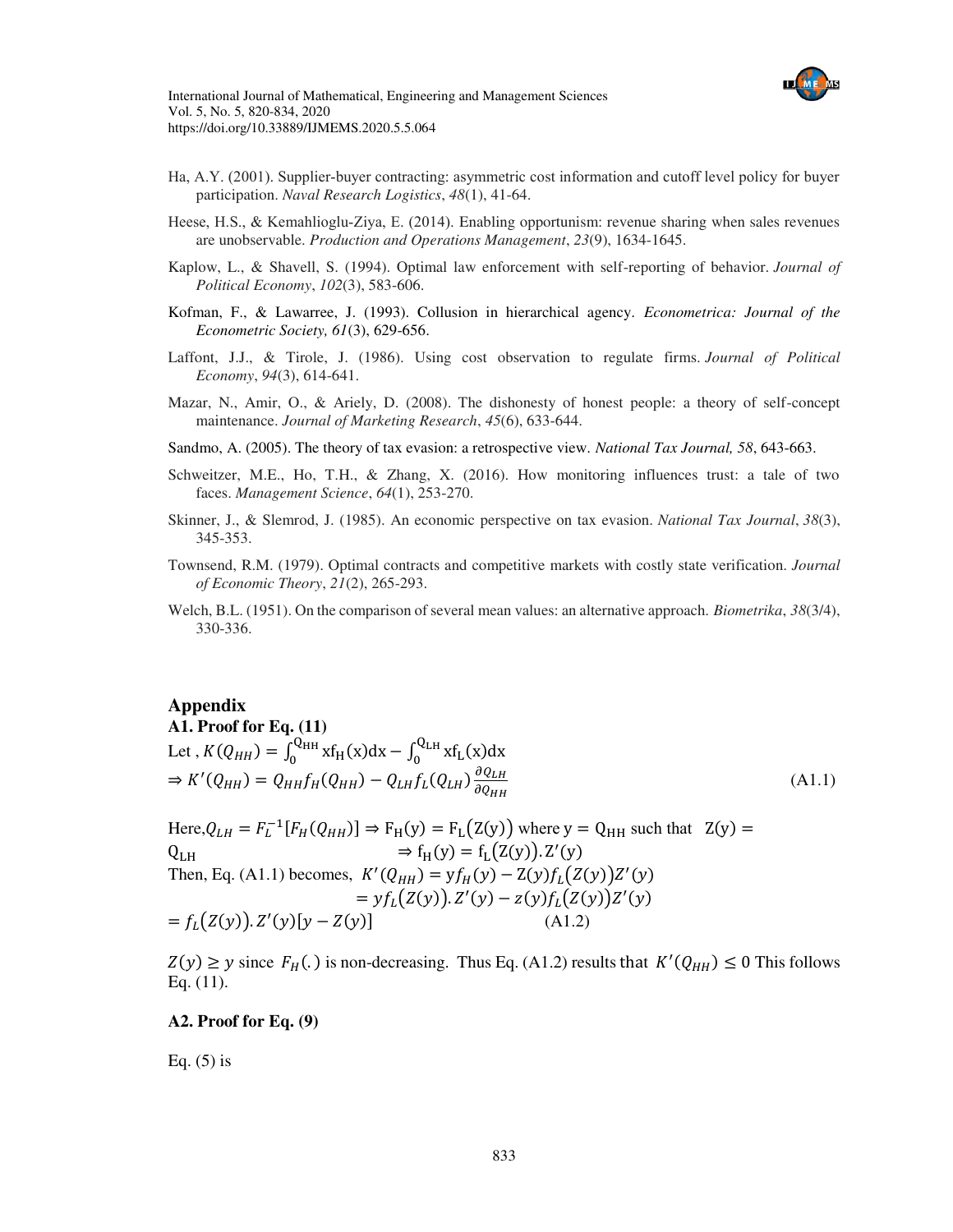Ha, A.Y. (2001). Supplier-buyer contracting: asymmetric cost information and cutoff level policy for buyer participation. *Naval Research Logistics*, *48*(1), 41-64.

Heese, H.S., & Kemahlioglu-Ziya, E. (2014). Enabling opportunism: revenue sharing when sales revenues are unobservable. *Production and Operations Management*, *23*(9), 1634-1645.

Kaplow, L., & Shavell, S. (1994). Optimal law enforcement with self-reporting of behavior. *Journal of Political Economy*, *102*(3), 583-606.

Kofman, F., & Lawarree, J. (1993). Collusion in hierarchical agency. *Econometrica: Journal of the Econometric Society, 61*(3), 629-656.

Laffont, J.J., & Tirole, J. (1986). Using cost observation to regulate firms. *Journal of Political Economy*, *94*(3), 614-641.

Mazar, N., Amir, O., & Ariely, D. (2008). The dishonesty of honest people: a theory of self-concept maintenance. *Journal of Marketing Research*, *45*(6), 633-644.

Sandmo, A. (2005). The theory of tax evasion: a retrospective view. *National Tax Journal, 58*, 643-663.

Schweitzer, M.E., Ho, T.H., & Zhang, X. (2016). How monitoring influences trust: a tale of two faces. *Management Science*, *64*(1), 253-270.

Skinner, J., & Slemrod, J. (1985). An economic perspective on tax evasion. *National Tax Journal*, *38*(3), 345-353.

Townsend, R.M. (1979). Optimal contracts and competitive markets with costly state verification. *Journal of Economic Theory*, *21*(2), 265-293.

Welch, B.L. (1951). On the comparison of several mean values: an alternative approach. *Biometrika*, *38*(3/4), 330-336.

## Appendix

### A1. Proof for Eq. (11)

Let , $K(Q_{HH}) = \int_0^{Q_{HH}} x f_H(x)dx - \int_0^{Q_{LH}} x f_L(x)dx$

$$\Rightarrow K'(Q_{HH}) = Q_{HH} f_H(Q_{HH}) - Q_{LH} f_L(Q_{LH}) \frac{\partial Q_{LH}}{\partial Q_{HH}} \tag{A1.1}$$

Here, $Q_{LH} = F_L^{-1}[F_H(Q_{HH})] \Rightarrow F_H(y) = F_L(Z(y))$ where $y = Q_{HH}$ such that $Z(y) = Q_{LH}$ $\Rightarrow f_H(y) = f_L(Z(y)).Z'(y)$

Then, Eq. (A1.1) becomes, $K'(Q_{HH}) = y f_H(y) - Z(y) f_L(Z(y)) Z'(y)$

$$= y f_L(Z(y)).Z'(y) - z(y) f_L(Z(y)) Z'(y)$$

$$= f_L(Z(y)).Z'(y)[y - Z(y)] \tag{A1.2}$$

$Z(y) \geq y$ since $F_H(.)$ is non-decreasing. Thus Eq. (A1.2) results that $K'(Q_{HH}) \leq 0$ This follows Eq. (11).

### A2. Proof for Eq. (9)

Eq. (5) is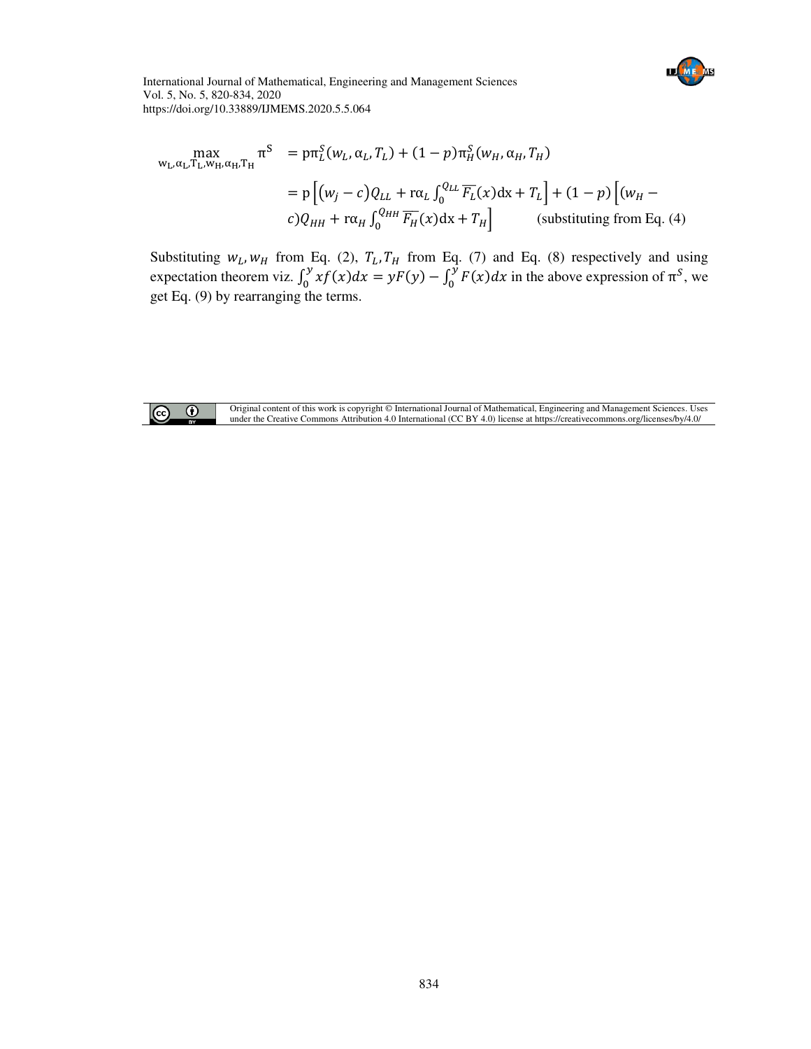$$\max_{w_L, \alpha_L, T_L, w_H, \alpha_H, T_H} \pi^S = p\pi_L^S(w_L, \alpha_L, T_L) + (1-p)\pi_H^S(w_H, \alpha_H, T_H)$$

$$= p\left[(w_j - c)Q_{LL} + r\alpha_L \int_0^{Q_{LL}} \overline{F_L}(x)\mathrm{d}x + T_L\right] + (1-p)\left[(w_H - c)Q_{HH} + r\alpha_H \int_0^{Q_{HH}} \overline{F_H}(x)\mathrm{d}x + T_H\right] \quad \text{(substituting from Eq. (4)}$$

Substituting $w_L, w_H$ from Eq. (2), $T_L, T_H$ from Eq. (7) and Eq. (8) respectively and using expectation theorem viz. $\int_0^y xf(x)dx = yF(y) - \int_0^y F(x)dx$ in the above expression of $\pi^S$, we get Eq. (9) by rearranging the terms.